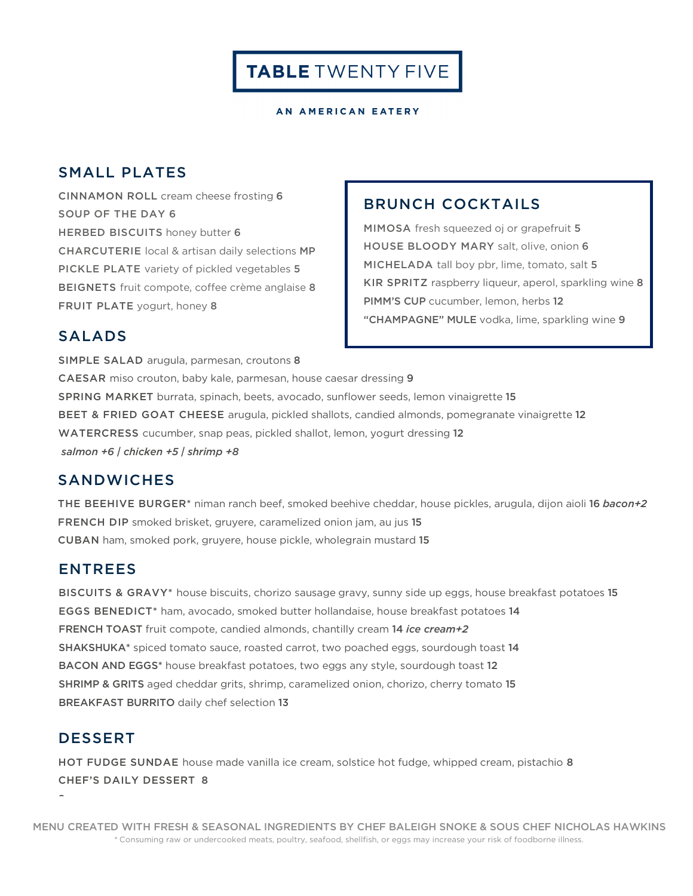# TABLE TWENTY FIVE

**AN AMERICAN EATERY**

## SMALL PLATES

CINNAMON ROLL cream cheese frosting **6**

SOUP OF THE DAY **6**

HERBED BISCUITS honey butter **6**

CHARCUTERIE local & artisan daily selections **MP**

PICKLE PLATE variety of pickled vegetables **5**

BEIGNETS fruit compote, coffee crème anglaise **8**

FRUIT PLATE yogurt, honey **8**

## BRUNCH COCKTAILS

MIMOSA fresh squeezed oj or grapefruit **5**

HOUSE BLOODY MARY salt, olive, onion **6**

MICHELADA tall boy pbr, lime, tomato, salt **5**

KIR SPRITZ raspberry liqueur, aperol, sparkling wine **8**

PIMM'S CUP cucumber, lemon, herbs **12**

"CHAMPAGNE" MULE vodka, lime, sparkling wine **9**

## SALADS

SIMPLE SALAD arugula, parmesan, croutons **8**

CAESAR miso crouton, baby kale, parmesan, house caesar dressing **9**

SPRING MARKET burrata, spinach, beets, avocado, sunflower seeds, lemon vinaigrette **15**

BEET & FRIED GOAT CHEESE arugula, pickled shallots, candied almonds, pomegranate vinaigrette **12**

WATERCRESS cucumber, snap peas, pickled shallot, lemon, yogurt dressing **12**

*salmon +6 | chicken +5 | shrimp +8*

## SANDWICHES

THE BEEHIVE BURGER* niman ranch beef, smoked beehive cheddar, house pickles, arugula, dijon aioli **16** *bacon+2*

FRENCH DIP smoked brisket, gruyere, caramelized onion jam, au jus **15**

CUBAN ham, smoked pork, gruyere, house pickle, wholegrain mustard **15**

## ENTREES

BISCUITS & GRAVY* house biscuits, chorizo sausage gravy, sunny side up eggs, house breakfast potatoes **15**

EGGS BENEDICT* ham, avocado, smoked butter hollandaise, house breakfast potatoes **14**

FRENCH TOAST fruit compote, candied almonds, chantilly cream **14** *ice cream+2*

SHAKSHUKA* spiced tomato sauce, roasted carrot, two poached eggs, sourdough toast **14**

BACON AND EGGS* house breakfast potatoes, two eggs any style, sourdough toast **12**

SHRIMP & GRITS aged cheddar grits, shrimp, caramelized onion, chorizo, cherry tomato **15**

BREAKFAST BURRITO daily chef selection **13**

## DESSERT

HOT FUDGE SUNDAE house made vanilla ice cream, solstice hot fudge, whipped cream, pistachio **8**

CHEF'S DAILY DESSERT **8**

MENU CREATED WITH FRESH & SEASONAL INGREDIENTS BY CHEF BALEIGH SNOKE & SOUS CHEF NICHOLAS HAWKINS

* Consuming raw or undercooked meats, poultry, seafood, shellfish, or eggs may increase your risk of foodborne illness.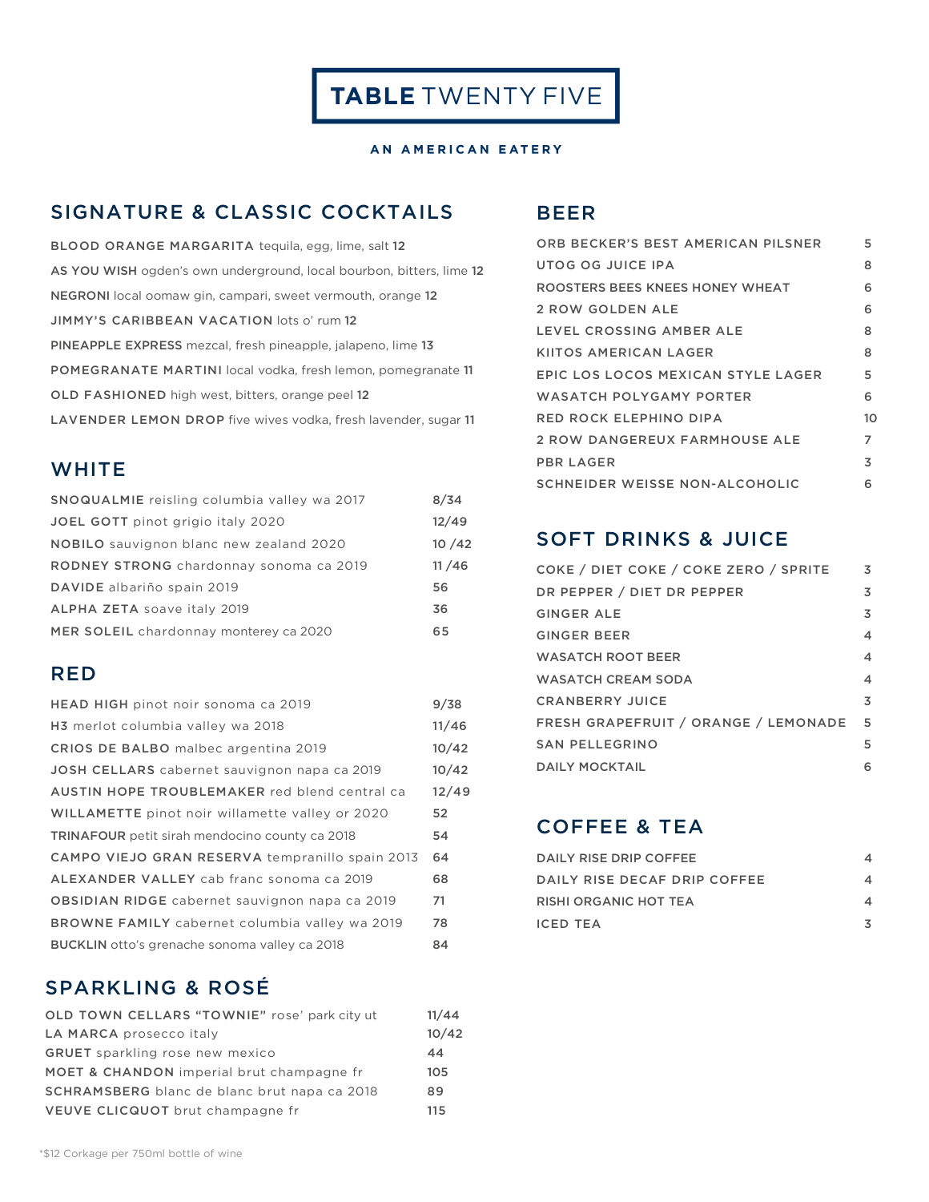# TABLE TWENTY FIVE

**AN AMERICAN EATERY**

## SIGNATURE & CLASSIC COCKTAILS

**BLOOD ORANGE MARGARITA** tequila, egg, lime, salt **12**

**AS YOU WISH** ogden's own underground, local bourbon, bitters, lime **12**

**NEGRONI** local oomaw gin, campari, sweet vermouth, orange **12**

**JIMMY'S CARIBBEAN VACATION** lots o' rum **12**

**PINEAPPLE EXPRESS** mezcal, fresh pineapple, jalapeno, lime **13**

**POMEGRANATE MARTINI** local vodka, fresh lemon, pomegranate **11**

**OLD FASHIONED** high west, bitters, orange peel **12**

**LAVENDER LEMON DROP** five wives vodka, fresh lavender, sugar **11**

## WHITE

| | |
|---|---|
| **SNOQUALMIE** riesling columbia valley wa 2017 | 8/34 |
| **JOEL GOTT** pinot grigio italy 2020 | 12/49 |
| **NOBILO** sauvignon blanc new zealand 2020 | 10 /42 |
| **RODNEY STRONG** chardonnay sonoma ca 2019 | 11 /46 |
| **DAVIDE** albariño spain 2019 | 56 |
| **ALPHA ZETA** soave italy 2019 | 36 |
| **MER SOLEIL** chardonnay monterey ca 2020 | 65 |

## RED

| | |
|---|---|
| **HEAD HIGH** pinot noir sonoma ca 2019 | 9/38 |
| **H3** merlot columbia valley wa 2018 | 11/46 |
| **CRIOS DE BALBO** malbec argentina 2019 | 10/42 |
| **JOSH CELLARS** cabernet sauvignon napa ca 2019 | 10/42 |
| **AUSTIN HOPE TROUBLEMAKER** red blend central ca | 12/49 |
| **WILLAMETTE** pinot noir willamette valley or 2020 | 52 |
| **TRINAFOUR** petit sirah mendocino county ca 2018 | 54 |
| **CAMPO VIEJO GRAN RESERVA** tempranillo spain 2013 | 64 |
| **ALEXANDER VALLEY** cab franc sonoma ca 2019 | 68 |
| **OBSIDIAN RIDGE** cabernet sauvignon napa ca 2019 | 71 |
| **BROWNE FAMILY** cabernet columbia valley wa 2019 | 78 |
| **BUCKLIN** otto's grenache sonoma valley ca 2018 | 84 |

## SPARKLING & ROSÉ

| | |
|---|---|
| **OLD TOWN CELLARS "TOWNIE"** rose' park city ut | 11/44 |
| **LA MARCA** prosecco italy | 10/42 |
| **GRUET** sparkling rose new mexico | 44 |
| **MOET & CHANDON** imperial brut champagne fr | 105 |
| **SCHRAMSBERG** blanc de blanc brut napa ca 2018 | 89 |
| **VEUVE CLICQUOT** brut champagne fr | 115 |

*$12 Corkage per 750ml bottle of wine

## BEER

| | |
|---|---|
| ORB BECKER'S BEST AMERICAN PILSNER | 5 |
| UTOG OG JUICE IPA | 8 |
| ROOSTERS BEES KNEES HONEY WHEAT | 6 |
| 2 ROW GOLDEN ALE | 6 |
| LEVEL CROSSING AMBER ALE | 8 |
| KIITOS AMERICAN LAGER | 8 |
| EPIC LOS LOCOS MEXICAN STYLE LAGER | 5 |
| WASATCH POLYGAMY PORTER | 6 |
| RED ROCK ELEPHINO DIPA | 10 |
| 2 ROW DANGEREUX FARMHOUSE ALE | 7 |
| PBR LAGER | 3 |
| SCHNEIDER WEISSE NON-ALCOHOLIC | 6 |

## SOFT DRINKS & JUICE

| | |
|---|---|
| COKE / DIET COKE / COKE ZERO / SPRITE | 3 |
| DR PEPPER / DIET DR PEPPER | 3 |
| GINGER ALE | 3 |
| GINGER BEER | 4 |
| WASATCH ROOT BEER | 4 |
| WASATCH CREAM SODA | 4 |
| CRANBERRY JUICE | 3 |
| FRESH GRAPEFRUIT / ORANGE / LEMONADE | 5 |
| SAN PELLEGRINO | 5 |
| DAILY MOCKTAIL | 6 |

## COFFEE & TEA

| | |
|---|---|
| DAILY RISE DRIP COFFEE | 4 |
| DAILY RISE DECAF DRIP COFFEE | 4 |
| RISHI ORGANIC HOT TEA | 4 |
| ICED TEA | 3 |